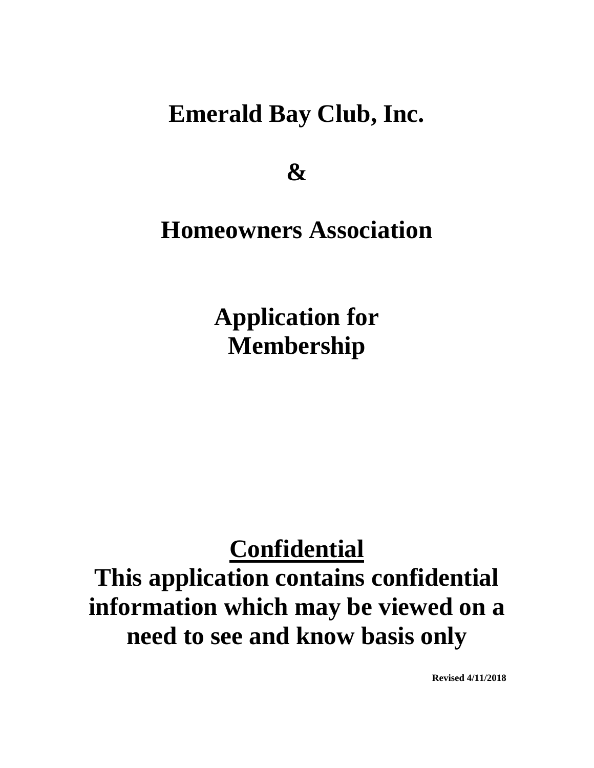# Emerald Bay Club, Inc.

# &

# Homeowners Association

# Application for Membership

## <u>Confidential</u>

## This application contains confidential information which may be viewed on a need to see and know basis only

**Revised 4/11/2018**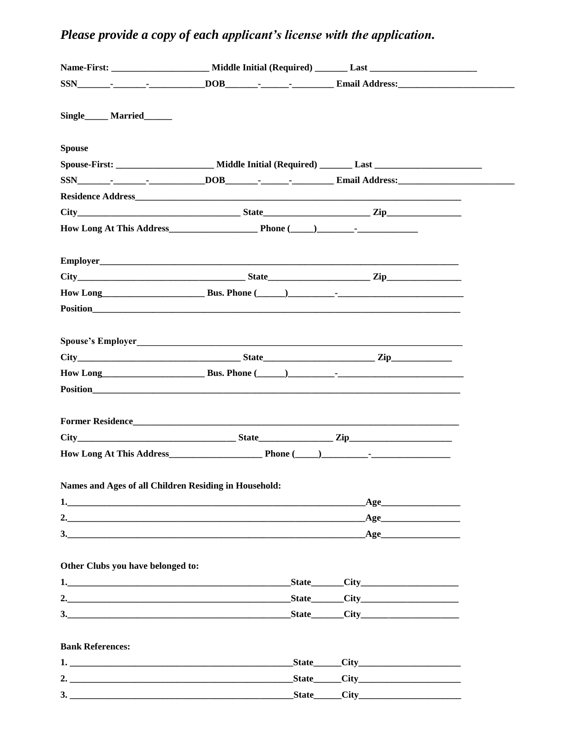***Please provide a copy of each applicant's license with the application.***

**Name-First: _____________________ Middle Initial (Required) _______ Last _______________________**

**SSN_______-_______-____________DOB_______-______-_________ Email Address:_________________________**

**Single_____ Married______**

**Spouse**

**Spouse-First: _____________________ Middle Initial (Required) _______ Last _______________________**

**SSN_______-_______-____________DOB_______-______-_________ Email Address:_________________________**

**Residence Address___________________________________________________________________________**

**City___________________________________ State_______________________ Zip________________**

**How Long At This Address___________________ Phone (_____)________-_____________**

**Employer__________________________________________________________________________________**

**City___________________________________ State______________________ Zip________________**

**How Long______________________ Bus. Phone (______)__________-___________________________**

**Position__________________________________________________________________________________**

**Spouse's Employer__________________________________________________________________________**

**City___________________________________ State________________________ Zip_____________**

**How Long______________________ Bus. Phone (______)__________-___________________________**

**Position__________________________________________________________________________________**

**Former Residence__________________________________________________________________________**

**City__________________________________ State________________ Zip______________________**

**How Long At This Address____________________ Phone (_____)__________-_________________**

**Names and Ages of all Children Residing in Household:**

**1.___________________________________________________________________Age_________________**

**2.___________________________________________________________________Age_________________**

**3.___________________________________________________________________Age_________________**

**Other Clubs you have belonged to:**

**1.__________________________________________________State_______City_____________________**

**2.__________________________________________________State_______City_____________________**

**3.__________________________________________________State_______City_____________________**

**Bank References:**

**1. _________________________________________________State______City______________________**

**2. _________________________________________________State______City______________________**

**3. _________________________________________________State______City______________________**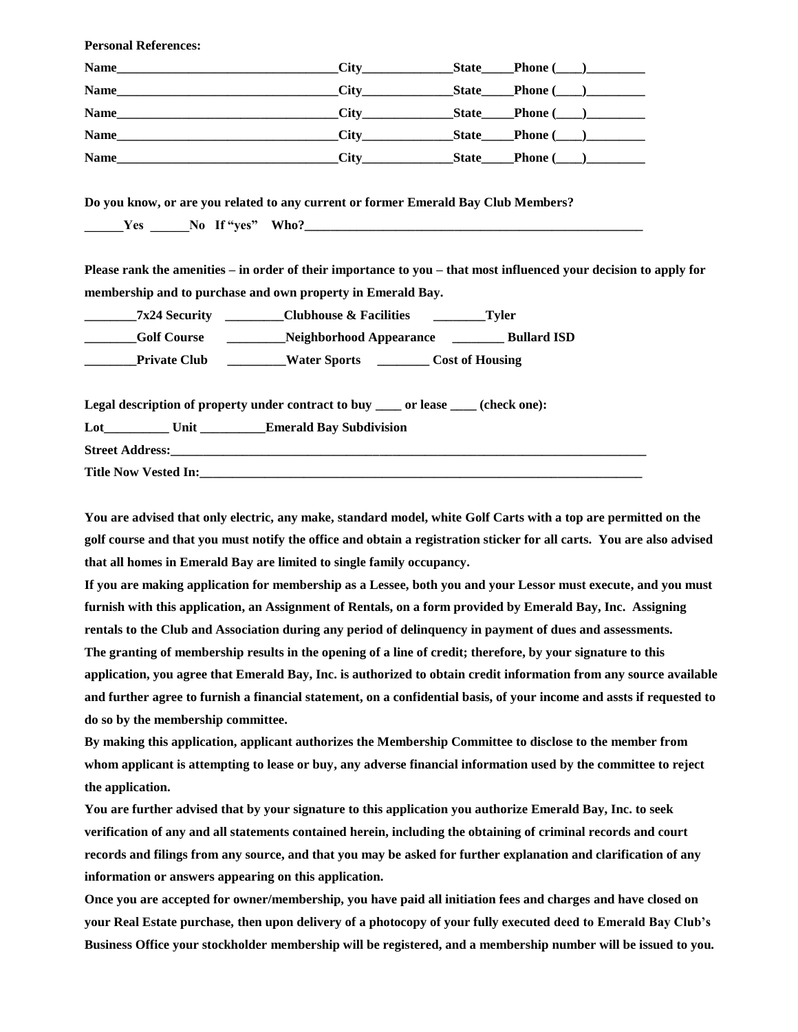**Personal References:**

**Name__________________________________City______________State_____Phone (____)_________**

**Name__________________________________City______________State_____Phone (____)_________**

**Name__________________________________City______________State_____Phone (____)_________**

**Name__________________________________City______________State_____Phone (____)_________**

**Name__________________________________City______________State_____Phone (____)_________**

**Do you know, or are you related to any current or former Emerald Bay Club Members?**

**______Yes ______No If "yes" Who?_______________________________________________________**

**Please rank the amenities – in order of their importance to you – that most influenced your decision to apply for membership and to purchase and own property in Emerald Bay.**

**________7x24 Security _________Clubhouse & Facilities ________Tyler**

**________Golf Course _________Neighborhood Appearance ________ Bullard ISD**

**________Private Club _________Water Sports ________ Cost of Housing**

**Legal description of property under contract to buy ____ or lease ____ (check one):**

**Lot__________ Unit __________Emerald Bay Subdivision**

**Street Address:_______________________________________________________________________________**

**Title Now Vested In:_________________________________________________________________________**

**You are advised that only electric, any make, standard model, white Golf Carts with a top are permitted on the golf course and that you must notify the office and obtain a registration sticker for all carts. You are also advised that all homes in Emerald Bay are limited to single family occupancy.**

**If you are making application for membership as a Lessee, both you and your Lessor must execute, and you must furnish with this application, an Assignment of Rentals, on a form provided by Emerald Bay, Inc. Assigning rentals to the Club and Association during any period of delinquency in payment of dues and assessments.**

**The granting of membership results in the opening of a line of credit; therefore, by your signature to this application, you agree that Emerald Bay, Inc. is authorized to obtain credit information from any source available and further agree to furnish a financial statement, on a confidential basis, of your income and assts if requested to do so by the membership committee.**

**By making this application, applicant authorizes the Membership Committee to disclose to the member from whom applicant is attempting to lease or buy, any adverse financial information used by the committee to reject the application.**

**You are further advised that by your signature to this application you authorize Emerald Bay, Inc. to seek verification of any and all statements contained herein, including the obtaining of criminal records and court records and filings from any source, and that you may be asked for further explanation and clarification of any information or answers appearing on this application.**

**Once you are accepted for owner/membership, you have paid all initiation fees and charges and have closed on your Real Estate purchase, then upon delivery of a photocopy of your fully executed deed to Emerald Bay Club's Business Office your stockholder membership will be registered, and a membership number will be issued to you.**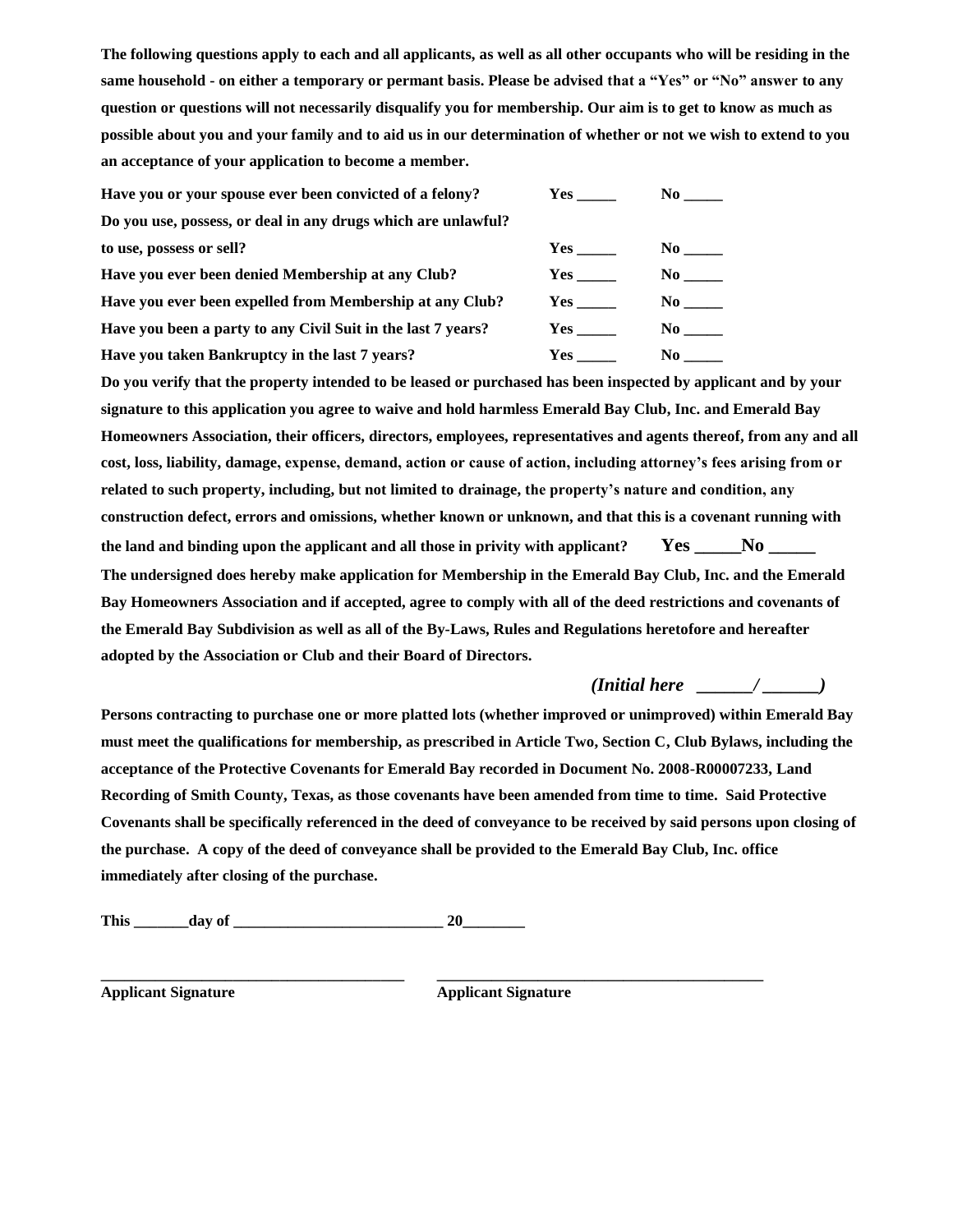**The following questions apply to each and all applicants, as well as all other occupants who will be residing in the same household - on either a temporary or permant basis. Please be advised that a "Yes" or "No" answer to any question or questions will not necessarily disqualify you for membership. Our aim is to get to know as much as possible about you and your family and to aid us in our determination of whether or not we wish to extend to you an acceptance of your application to become a member.**

| | | |
|---|---|---|
| **Have you or your spouse ever been convicted of a felony?** | **Yes _____** | **No _____** |
| **Do you use, possess, or deal in any drugs which are unlawful? to use, possess or sell?** | **Yes _____** | **No _____** |
| **Have you ever been denied Membership at any Club?** | **Yes _____** | **No _____** |
| **Have you ever been expelled from Membership at any Club?** | **Yes _____** | **No _____** |
| **Have you been a party to any Civil Suit in the last 7 years?** | **Yes _____** | **No _____** |
| **Have you taken Bankruptcy in the last 7 years?** | **Yes _____** | **No _____** |

**Do you verify that the property intended to be leased or purchased has been inspected by applicant and by your signature to this application you agree to waive and hold harmless Emerald Bay Club, Inc. and Emerald Bay Homeowners Association, their officers, directors, employees, representatives and agents thereof, from any and all cost, loss, liability, damage, expense, demand, action or cause of action, including attorney's fees arising from or related to such property, including, but not limited to drainage, the property's nature and condition, any construction defect, errors and omissions, whether known or unknown, and that this is a covenant running with the land and binding upon the applicant and all those in privity with applicant? Yes _____No _____**

**The undersigned does hereby make application for Membership in the Emerald Bay Club, Inc. and the Emerald Bay Homeowners Association and if accepted, agree to comply with all of the deed restrictions and covenants of the Emerald Bay Subdivision as well as all of the By-Laws, Rules and Regulations heretofore and hereafter adopted by the Association or Club and their Board of Directors.**

***(Initial here ______/ ______)***

**Persons contracting to purchase one or more platted lots (whether improved or unimproved) within Emerald Bay must meet the qualifications for membership, as prescribed in Article Two, Section C, Club Bylaws, including the acceptance of the Protective Covenants for Emerald Bay recorded in Document No. 2008-R00007233, Land Recording of Smith County, Texas, as those covenants have been amended from time to time. Said Protective Covenants shall be specifically referenced in the deed of conveyance to be received by said persons upon closing of the purchase. A copy of the deed of conveyance shall be provided to the Emerald Bay Club, Inc. office immediately after closing of the purchase.**

**This _______day of ___________________________ 20________**

**_______________________________________ ___________________________________________**

**Applicant Signature Applicant Signature**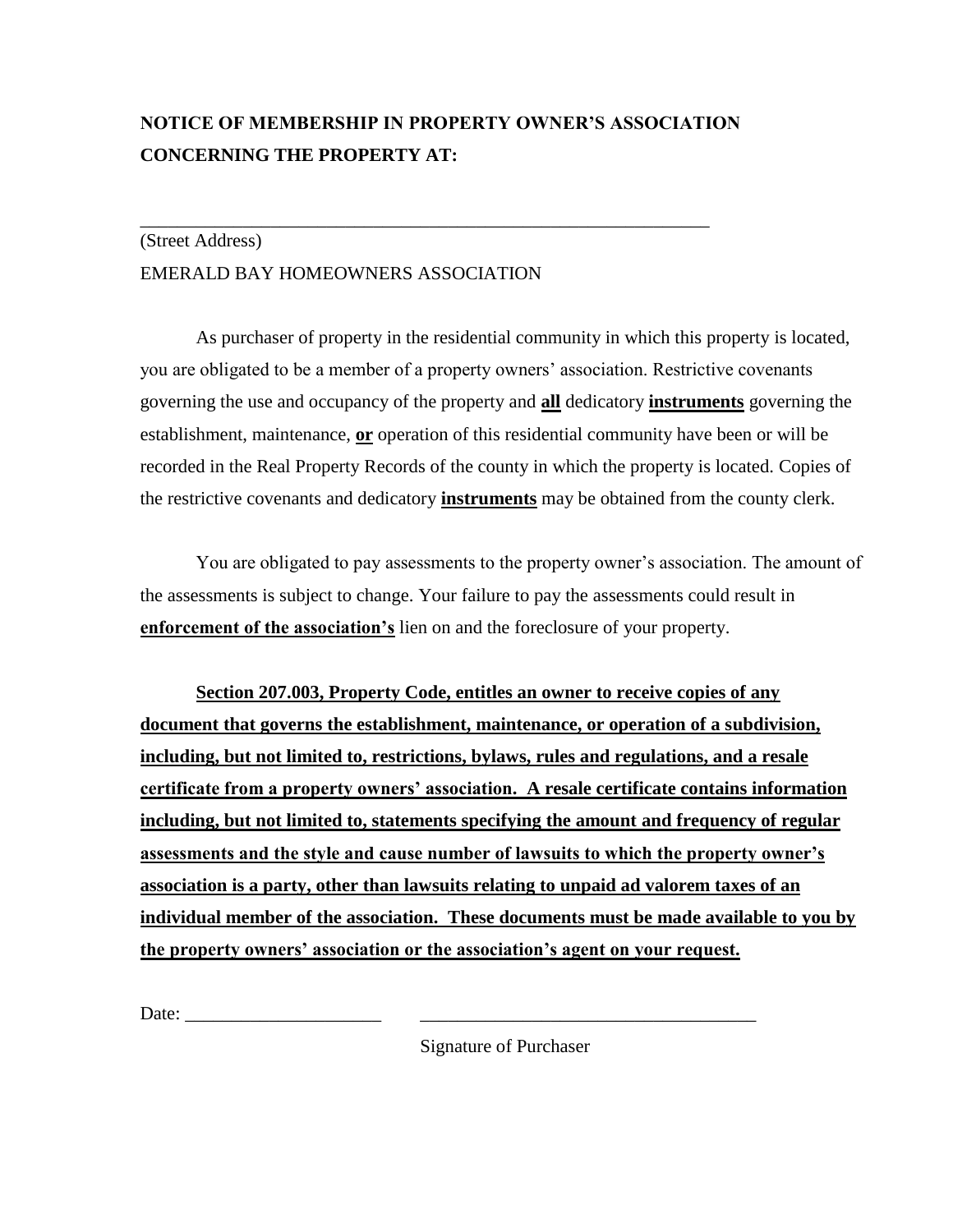**NOTICE OF MEMBERSHIP IN PROPERTY OWNER'S ASSOCIATION CONCERNING THE PROPERTY AT:**

_______________________________________________________________

(Street Address)

EMERALD BAY HOMEOWNERS ASSOCIATION

As purchaser of property in the residential community in which this property is located, you are obligated to be a member of a property owners' association. Restrictive covenants governing the use and occupancy of the property and <u>**all**</u> dedicatory <u>**instruments**</u> governing the establishment, maintenance, <u>**or**</u> operation of this residential community have been or will be recorded in the Real Property Records of the county in which the property is located. Copies of the restrictive covenants and dedicatory <u>**instruments**</u> may be obtained from the county clerk.

You are obligated to pay assessments to the property owner's association. The amount of the assessments is subject to change. Your failure to pay the assessments could result in <u>**enforcement of the association's**</u> lien on and the foreclosure of your property.

<u>**Section 207.003, Property Code, entitles an owner to receive copies of any document that governs the establishment, maintenance, or operation of a subdivision, including, but not limited to, restrictions, bylaws, rules and regulations, and a resale certificate from a property owners' association. A resale certificate contains information including, but not limited to, statements specifying the amount and frequency of regular assessments and the style and cause number of lawsuits to which the property owner's association is a party, other than lawsuits relating to unpaid ad valorem taxes of an individual member of the association. These documents must be made available to you by the property owners' association or the association's agent on your request.**</u>

Date: _____________________ ____________________________________

Signature of Purchaser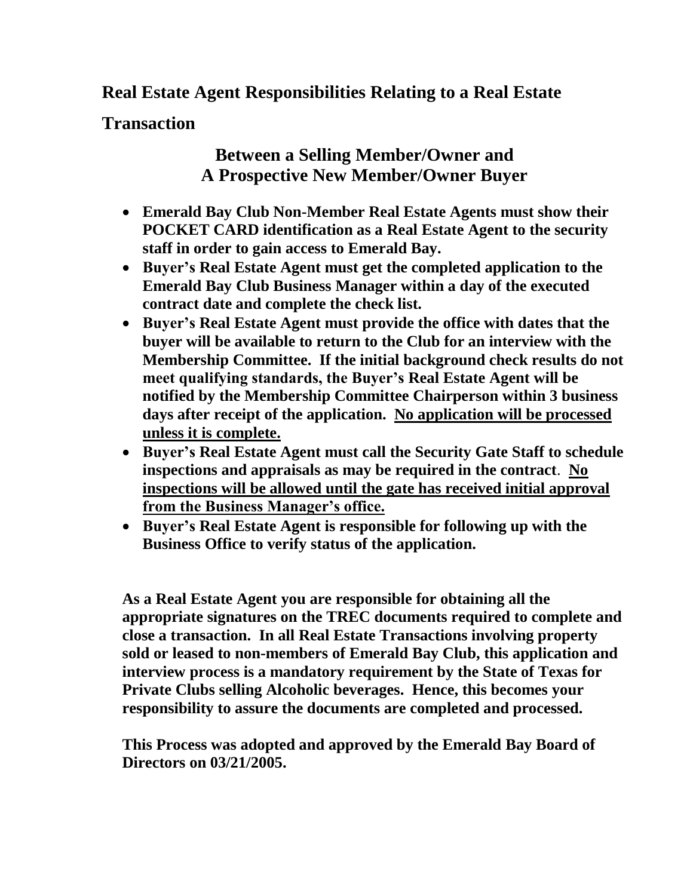# Real Estate Agent Responsibilities Relating to a Real Estate Transaction

## Between a Selling Member/Owner and A Prospective New Member/Owner Buyer

- **Emerald Bay Club Non-Member Real Estate Agents must show their POCKET CARD identification as a Real Estate Agent to the security staff in order to gain access to Emerald Bay.**
- **Buyer's Real Estate Agent must get the completed application to the Emerald Bay Club Business Manager within a day of the executed contract date and complete the check list.**
- **Buyer's Real Estate Agent must provide the office with dates that the buyer will be available to return to the Club for an interview with the Membership Committee. If the initial background check results do not meet qualifying standards, the Buyer's Real Estate Agent will be notified by the Membership Committee Chairperson within 3 business days after receipt of the application. <u>No application will be processed unless it is complete.</u>**
- **Buyer's Real Estate Agent must call the Security Gate Staff to schedule inspections and appraisals as may be required in the contract. <u>No inspections will be allowed until the gate has received initial approval from the Business Manager's office.</u>**
- **Buyer's Real Estate Agent is responsible for following up with the Business Office to verify status of the application.**

**As a Real Estate Agent you are responsible for obtaining all the appropriate signatures on the TREC documents required to complete and close a transaction. In all Real Estate Transactions involving property sold or leased to non-members of Emerald Bay Club, this application and interview process is a mandatory requirement by the State of Texas for Private Clubs selling Alcoholic beverages. Hence, this becomes your responsibility to assure the documents are completed and processed.**

**This Process was adopted and approved by the Emerald Bay Board of Directors on 03/21/2005.**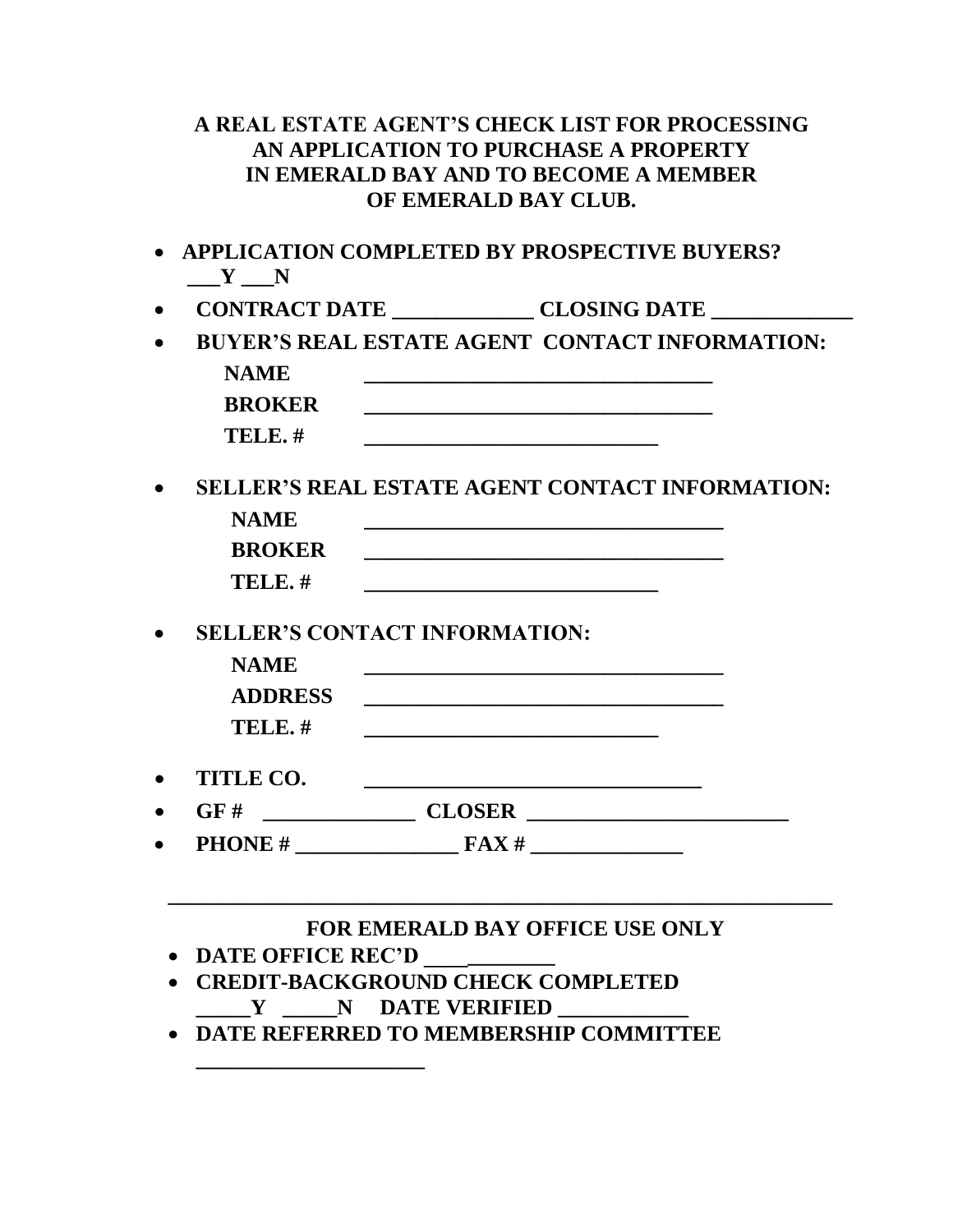# A REAL ESTATE AGENT'S CHECK LIST FOR PROCESSING AN APPLICATION TO PURCHASE A PROPERTY IN EMERALD BAY AND TO BECOME A MEMBER OF EMERALD BAY CLUB.

- **APPLICATION COMPLETED BY PROSPECTIVE BUYERS? \_\_\_Y \_\_\_N**
- **CONTRACT DATE \_\_\_\_\_\_\_\_\_\_\_\_\_ CLOSING DATE \_\_\_\_\_\_\_\_\_\_\_\_\_**
- **BUYER'S REAL ESTATE AGENT CONTACT INFORMATION:**
  - **NAME** \_\_\_\_\_\_\_\_\_\_\_\_\_\_\_\_\_\_\_\_\_\_\_\_\_\_\_\_\_\_\_\_\_
  - **BROKER** \_\_\_\_\_\_\_\_\_\_\_\_\_\_\_\_\_\_\_\_\_\_\_\_\_\_\_\_\_\_\_\_\_
  - **TELE. #** \_\_\_\_\_\_\_\_\_\_\_\_\_\_\_\_\_\_\_\_\_\_\_\_\_\_\_\_
- **SELLER'S REAL ESTATE AGENT CONTACT INFORMATION:**
  - **NAME** \_\_\_\_\_\_\_\_\_\_\_\_\_\_\_\_\_\_\_\_\_\_\_\_\_\_\_\_\_\_\_\_\_\_
  - **BROKER** \_\_\_\_\_\_\_\_\_\_\_\_\_\_\_\_\_\_\_\_\_\_\_\_\_\_\_\_\_\_\_\_\_\_
  - **TELE. #** \_\_\_\_\_\_\_\_\_\_\_\_\_\_\_\_\_\_\_\_\_\_\_\_\_\_\_\_
- **SELLER'S CONTACT INFORMATION:**
  - **NAME** \_\_\_\_\_\_\_\_\_\_\_\_\_\_\_\_\_\_\_\_\_\_\_\_\_\_\_\_\_\_\_\_\_\_
  - **ADDRESS** \_\_\_\_\_\_\_\_\_\_\_\_\_\_\_\_\_\_\_\_\_\_\_\_\_\_\_\_\_\_\_\_\_\_
  - **TELE. #** \_\_\_\_\_\_\_\_\_\_\_\_\_\_\_\_\_\_\_\_\_\_\_\_\_\_\_\_
- **TITLE CO.** \_\_\_\_\_\_\_\_\_\_\_\_\_\_\_\_\_\_\_\_\_\_\_\_\_\_\_\_\_\_\_\_
- **GF #** \_\_\_\_\_\_\_\_\_\_\_\_\_\_ **CLOSER** \_\_\_\_\_\_\_\_\_\_\_\_\_\_\_\_\_\_\_\_\_\_\_\_\_
- **PHONE #** \_\_\_\_\_\_\_\_\_\_\_\_\_\_\_ **FAX #** \_\_\_\_\_\_\_\_\_\_\_\_\_\_

---

## FOR EMERALD BAY OFFICE USE ONLY

- **DATE OFFICE REC'D** \_\_\_\_\_\_\_\_\_\_\_\_
- **CREDIT-BACKGROUND CHECK COMPLETED \_\_\_\_\_Y \_\_\_\_\_N DATE VERIFIED** \_\_\_\_\_\_\_\_\_\_\_\_
- **DATE REFERRED TO MEMBERSHIP COMMITTEE** \_\_\_\_\_\_\_\_\_\_\_\_\_\_\_\_\_\_\_\_\_\_